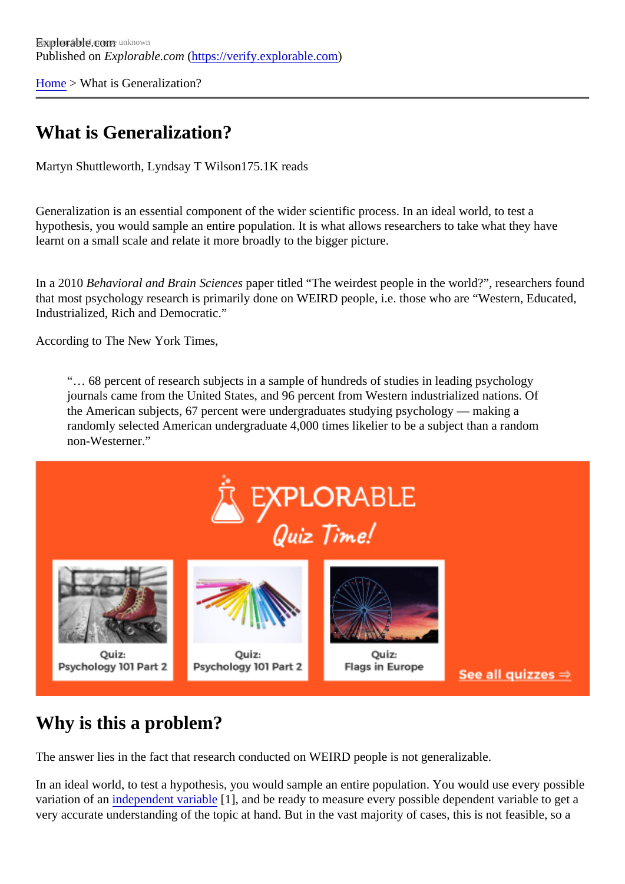Explorable.com
Published on *Explorable.com* (https://verify.explorable.com)

Home > What is Generalization?

# What is Generalization?

Martyn Shuttleworth, Lyndsay T Wilson175.1K reads

Generalization is an essential component of the wider scientific process. In an ideal world, to test a hypothesis, you would sample an entire population. It is what allows researchers to take what they have learnt on a small scale and relate it more broadly to the bigger picture.

In a 2010 *Behavioral and Brain Sciences* paper titled "The weirdest people in the world?", researchers found that most psychology research is primarily done on WEIRD people, i.e. those who are "Western, Educated, Industrialized, Rich and Democratic."

According to The New York Times,

> "… 68 percent of research subjects in a sample of hundreds of studies in leading psychology journals came from the United States, and 96 percent from Western industrialized nations. Of the American subjects, 67 percent were undergraduates studying psychology — making a randomly selected American undergraduate 4,000 times likelier to be a subject than a random non-Westerner."

## Why is this a problem?

The answer lies in the fact that research conducted on WEIRD people is not generalizable.

In an ideal world, to test a hypothesis, you would sample an entire population. You would use every possible variation of an independent variable [1], and be ready to measure every possible dependent variable to get a very accurate understanding of the topic at hand. But in the vast majority of cases, this is not feasible, so a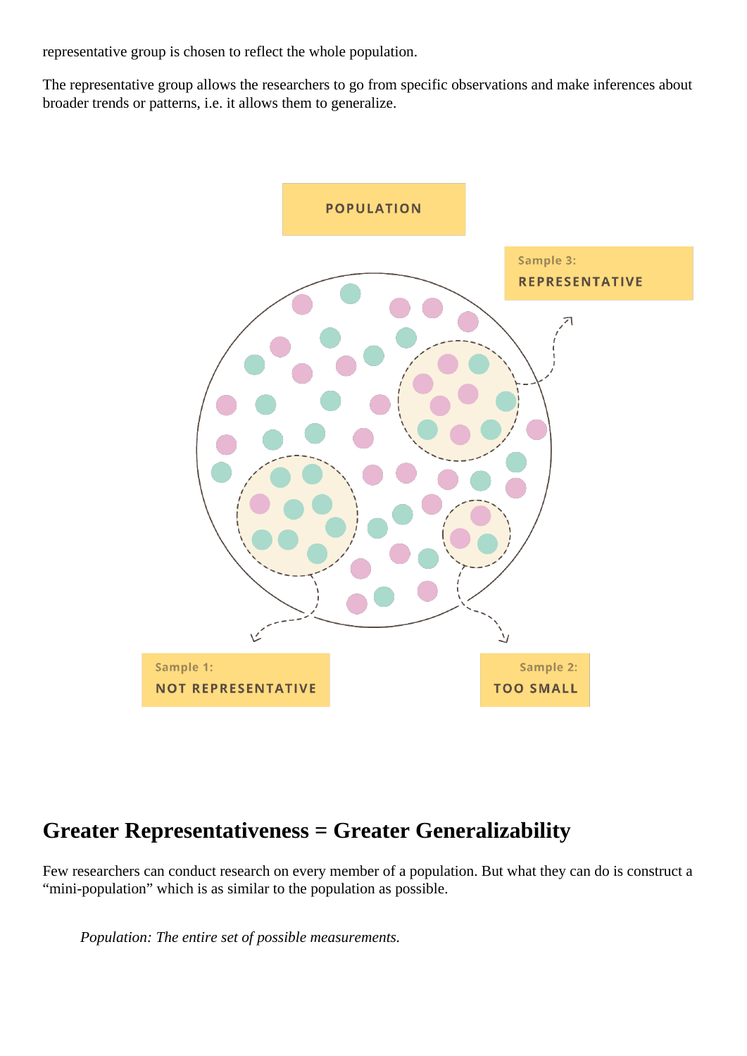representative group is chosen to reflect the whole population.

The representative group allows the researchers to go from specific observations and make inferences about broader trends or patterns, i.e. it allows them to generalize.

POPULATION

Sample 3:
REPRESENTATIVE

Sample 1:
NOT REPRESENTATIVE

Sample 2:
TOO SMALL

## Greater Representativeness = Greater Generalizability

Few researchers can conduct research on every member of a population. But what they can do is construct a “mini-population” which is as similar to the population as possible.

> *Population: The entire set of possible measurements.*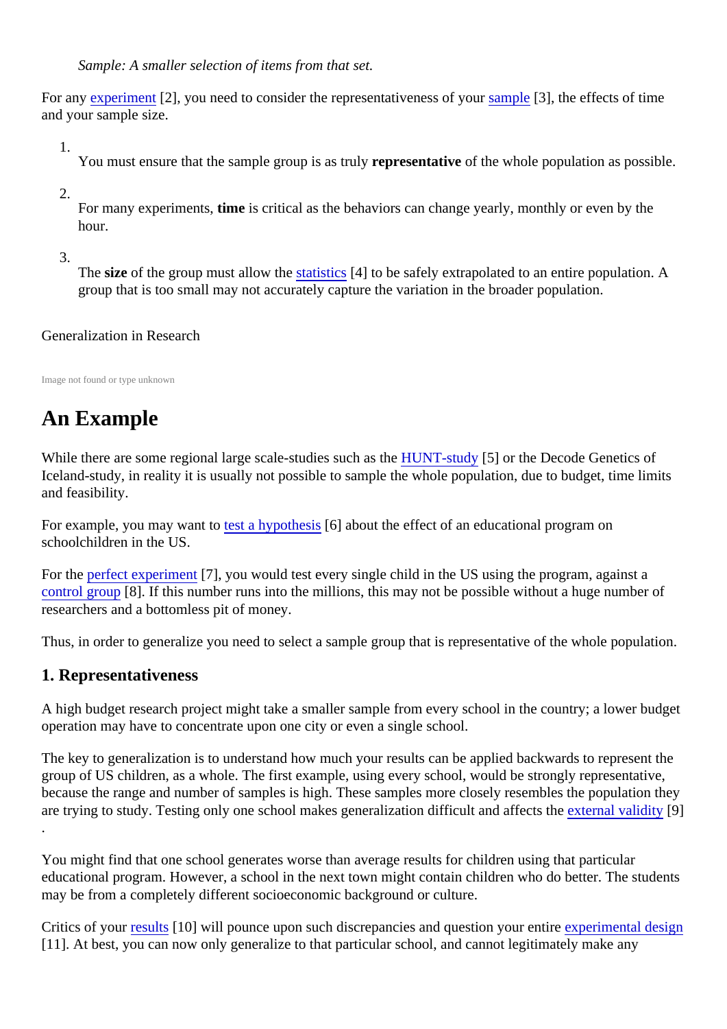*Sample: A smaller selection of items from that set.*

For any experiment [2], you need to consider the representativeness of your sample [3], the effects of time and your sample size.

1. You must ensure that the sample group is as truly **representative** of the whole population as possible.
2. For many experiments, **time** is critical as the behaviors can change yearly, monthly or even by the hour.
3. The **size** of the group must allow the statistics [4] to be safely extrapolated to an entire population. A group that is too small may not accurately capture the variation in the broader population.

Generalization in Research

Image not found or type unknown

## An Example

While there are some regional large scale-studies such as the HUNT-study [5] or the Decode Genetics of Iceland-study, in reality it is usually not possible to sample the whole population, due to budget, time limits and feasibility.

For example, you may want to test a hypothesis [6] about the effect of an educational program on schoolchildren in the US.

For the perfect experiment [7], you would test every single child in the US using the program, against a control group [8]. If this number runs into the millions, this may not be possible without a huge number of researchers and a bottomless pit of money.

Thus, in order to generalize you need to select a sample group that is representative of the whole population.

### 1. Representativeness

A high budget research project might take a smaller sample from every school in the country; a lower budget operation may have to concentrate upon one city or even a single school.

The key to generalization is to understand how much your results can be applied backwards to represent the group of US children, as a whole. The first example, using every school, would be strongly representative, because the range and number of samples is high. These samples more closely resembles the population they are trying to study. Testing only one school makes generalization difficult and affects the external validity [9].

You might find that one school generates worse than average results for children using that particular educational program. However, a school in the next town might contain children who do better. The students may be from a completely different socioeconomic background or culture.

Critics of your results [10] will pounce upon such discrepancies and question your entire experimental design [11]. At best, you can now only generalize to that particular school, and cannot legitimately make any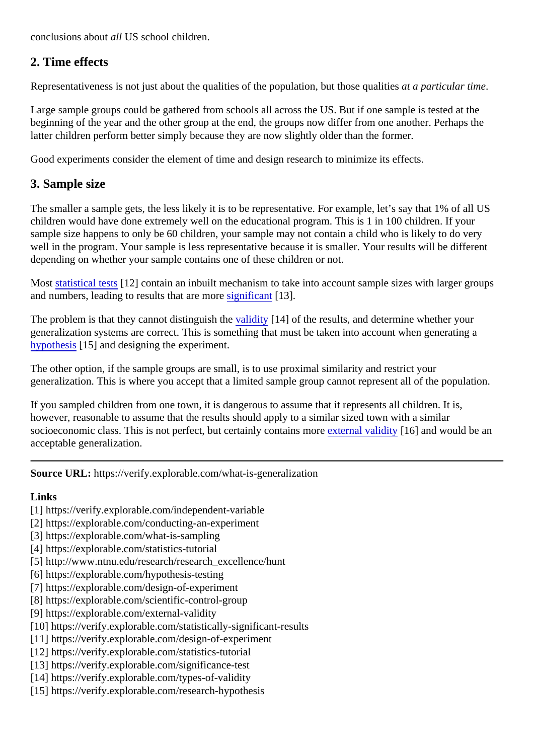conclusions about *all* US school children.

## 2. Time effects

Representativeness is not just about the qualities of the population, but those qualities *at a particular time*.

Large sample groups could be gathered from schools all across the US. But if one sample is tested at the beginning of the year and the other group at the end, the groups now differ from one another. Perhaps the latter children perform better simply because they are now slightly older than the former.

Good experiments consider the element of time and design research to minimize its effects.

## 3. Sample size

The smaller a sample gets, the less likely it is to be representative. For example, let's say that 1% of all US children would have done extremely well on the educational program. This is 1 in 100 children. If your sample size happens to only be 60 children, your sample may not contain a child who is likely to do very well in the program. Your sample is less representative because it is smaller. Your results will be different depending on whether your sample contains one of these children or not.

Most statistical tests [12] contain an inbuilt mechanism to take into account sample sizes with larger groups and numbers, leading to results that are more significant [13].

The problem is that they cannot distinguish the validity [14] of the results, and determine whether your generalization systems are correct. This is something that must be taken into account when generating a hypothesis [15] and designing the experiment.

The other option, if the sample groups are small, is to use proximal similarity and restrict your generalization. This is where you accept that a limited sample group cannot represent all of the population.

If you sampled children from one town, it is dangerous to assume that it represents all children. It is, however, reasonable to assume that the results should apply to a similar sized town with a similar socioeconomic class. This is not perfect, but certainly contains more external validity [16] and would be an acceptable generalization.

---

**Source URL:** https://verify.explorable.com/what-is-generalization

**Links**
[1] https://verify.explorable.com/independent-variable
[2] https://explorable.com/conducting-an-experiment
[3] https://explorable.com/what-is-sampling
[4] https://explorable.com/statistics-tutorial
[5] http://www.ntnu.edu/research/research_excellence/hunt
[6] https://explorable.com/hypothesis-testing
[7] https://explorable.com/design-of-experiment
[8] https://explorable.com/scientific-control-group
[9] https://explorable.com/external-validity
[10] https://verify.explorable.com/statistically-significant-results
[11] https://verify.explorable.com/design-of-experiment
[12] https://verify.explorable.com/statistics-tutorial
[13] https://verify.explorable.com/significance-test
[14] https://verify.explorable.com/types-of-validity
[15] https://verify.explorable.com/research-hypothesis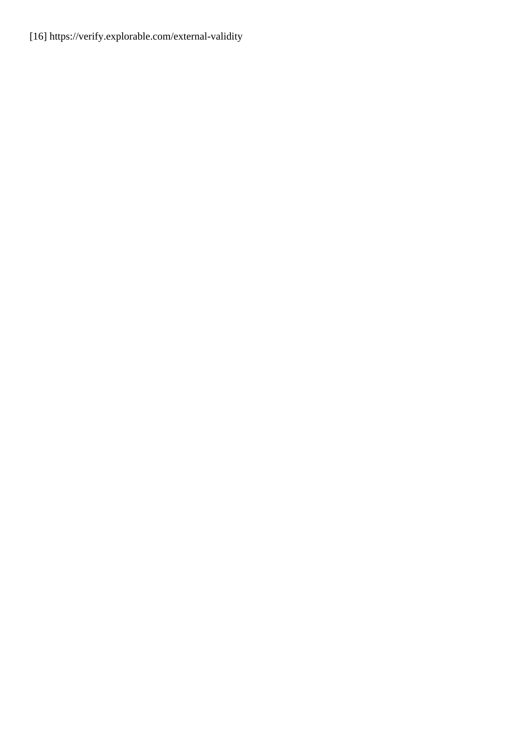[16] https://verify.explorable.com/external-validity